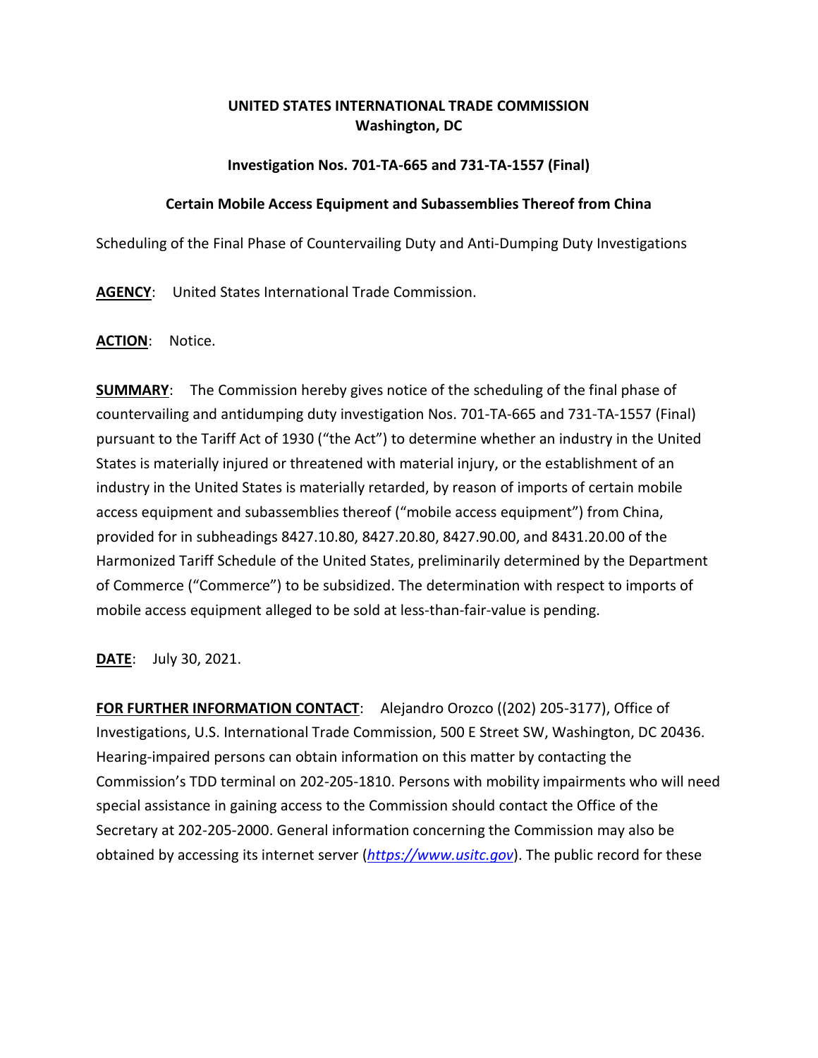**UNITED STATES INTERNATIONAL TRADE COMMISSION**
**Washington, DC**

**Investigation Nos. 701-TA-665 and 731-TA-1557 (Final)**

**Certain Mobile Access Equipment and Subassemblies Thereof from China**

Scheduling of the Final Phase of Countervailing Duty and Anti-Dumping Duty Investigations

**AGENCY**: United States International Trade Commission.

**ACTION**: Notice.

**SUMMARY**: The Commission hereby gives notice of the scheduling of the final phase of countervailing and antidumping duty investigation Nos. 701-TA-665 and 731-TA-1557 (Final) pursuant to the Tariff Act of 1930 ("the Act") to determine whether an industry in the United States is materially injured or threatened with material injury, or the establishment of an industry in the United States is materially retarded, by reason of imports of certain mobile access equipment and subassemblies thereof ("mobile access equipment") from China, provided for in subheadings 8427.10.80, 8427.20.80, 8427.90.00, and 8431.20.00 of the Harmonized Tariff Schedule of the United States, preliminarily determined by the Department of Commerce ("Commerce") to be subsidized. The determination with respect to imports of mobile access equipment alleged to be sold at less-than-fair-value is pending.

**DATE**: July 30, 2021.

**FOR FURTHER INFORMATION CONTACT**: Alejandro Orozco ((202) 205-3177), Office of Investigations, U.S. International Trade Commission, 500 E Street SW, Washington, DC 20436. Hearing-impaired persons can obtain information on this matter by contacting the Commission's TDD terminal on 202-205-1810. Persons with mobility impairments who will need special assistance in gaining access to the Commission should contact the Office of the Secretary at 202-205-2000. General information concerning the Commission may also be obtained by accessing its internet server (*https://www.usitc.gov*). The public record for these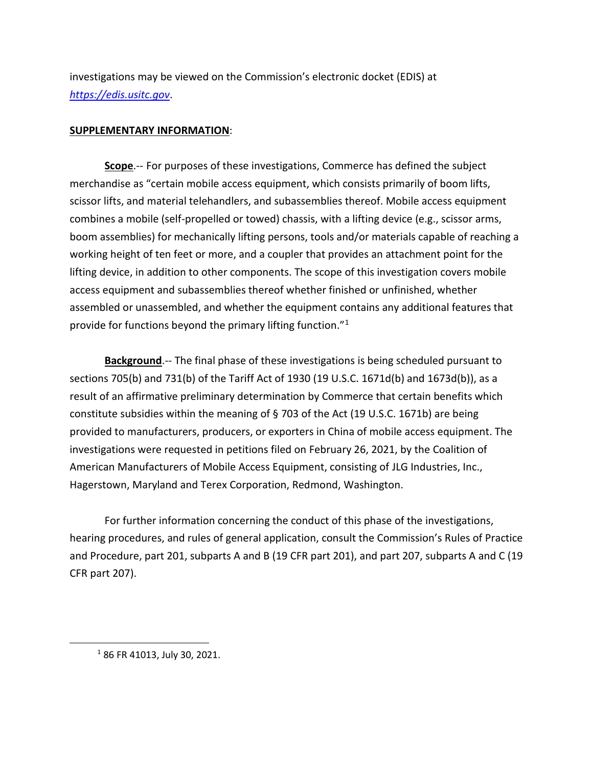investigations may be viewed on the Commission's electronic docket (EDIS) at *https://edis.usitc.gov*.

**SUPPLEMENTARY INFORMATION**:

**Scope**.-- For purposes of these investigations, Commerce has defined the subject merchandise as "certain mobile access equipment, which consists primarily of boom lifts, scissor lifts, and material telehandlers, and subassemblies thereof. Mobile access equipment combines a mobile (self-propelled or towed) chassis, with a lifting device (e.g., scissor arms, boom assemblies) for mechanically lifting persons, tools and/or materials capable of reaching a working height of ten feet or more, and a coupler that provides an attachment point for the lifting device, in addition to other components. The scope of this investigation covers mobile access equipment and subassemblies thereof whether finished or unfinished, whether assembled or unassembled, and whether the equipment contains any additional features that provide for functions beyond the primary lifting function."[1]

**Background**.-- The final phase of these investigations is being scheduled pursuant to sections 705(b) and 731(b) of the Tariff Act of 1930 (19 U.S.C. 1671d(b) and 1673d(b)), as a result of an affirmative preliminary determination by Commerce that certain benefits which constitute subsidies within the meaning of § 703 of the Act (19 U.S.C. 1671b) are being provided to manufacturers, producers, or exporters in China of mobile access equipment. The investigations were requested in petitions filed on February 26, 2021, by the Coalition of American Manufacturers of Mobile Access Equipment, consisting of JLG Industries, Inc., Hagerstown, Maryland and Terex Corporation, Redmond, Washington.

For further information concerning the conduct of this phase of the investigations, hearing procedures, and rules of general application, consult the Commission's Rules of Practice and Procedure, part 201, subparts A and B (19 CFR part 201), and part 207, subparts A and C (19 CFR part 207).

[1] 86 FR 41013, July 30, 2021.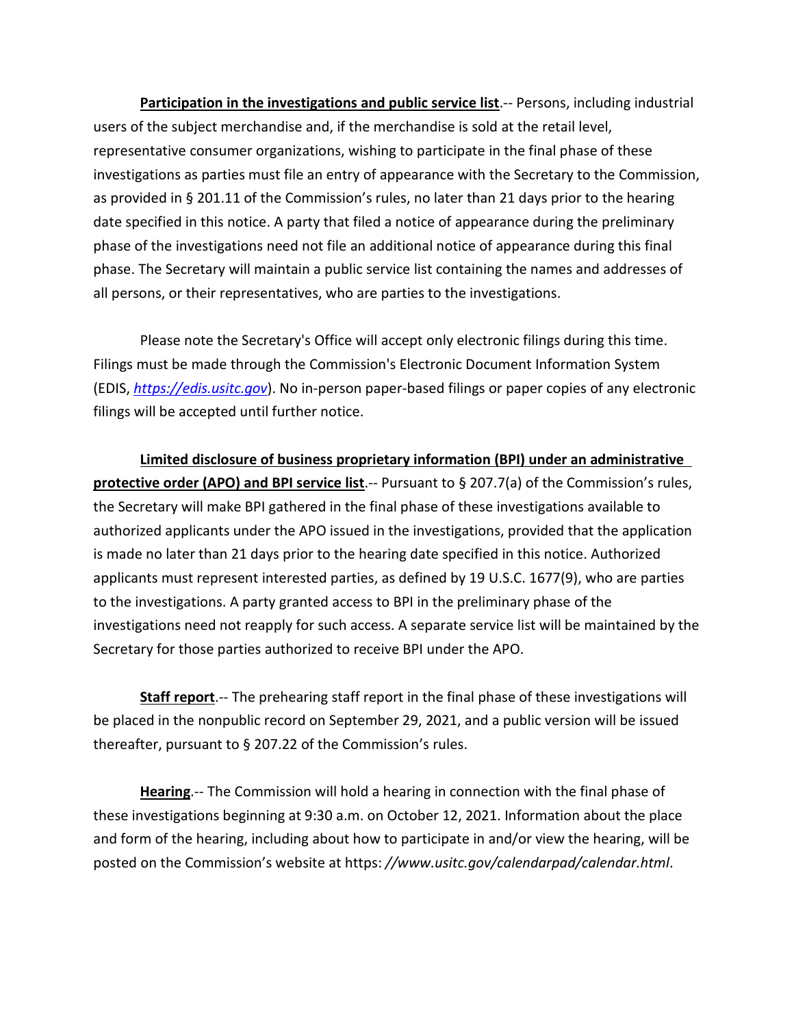**Participation in the investigations and public service list**.-- Persons, including industrial users of the subject merchandise and, if the merchandise is sold at the retail level, representative consumer organizations, wishing to participate in the final phase of these investigations as parties must file an entry of appearance with the Secretary to the Commission, as provided in § 201.11 of the Commission's rules, no later than 21 days prior to the hearing date specified in this notice. A party that filed a notice of appearance during the preliminary phase of the investigations need not file an additional notice of appearance during this final phase. The Secretary will maintain a public service list containing the names and addresses of all persons, or their representatives, who are parties to the investigations.

Please note the Secretary's Office will accept only electronic filings during this time. Filings must be made through the Commission's Electronic Document Information System (EDIS, *https://edis.usitc.gov*). No in-person paper-based filings or paper copies of any electronic filings will be accepted until further notice.

**Limited disclosure of business proprietary information (BPI) under an administrative protective order (APO) and BPI service list**.-- Pursuant to § 207.7(a) of the Commission's rules, the Secretary will make BPI gathered in the final phase of these investigations available to authorized applicants under the APO issued in the investigations, provided that the application is made no later than 21 days prior to the hearing date specified in this notice. Authorized applicants must represent interested parties, as defined by 19 U.S.C. 1677(9), who are parties to the investigations. A party granted access to BPI in the preliminary phase of the investigations need not reapply for such access. A separate service list will be maintained by the Secretary for those parties authorized to receive BPI under the APO.

**Staff report**.-- The prehearing staff report in the final phase of these investigations will be placed in the nonpublic record on September 29, 2021, and a public version will be issued thereafter, pursuant to § 207.22 of the Commission's rules.

**Hearing**.-- The Commission will hold a hearing in connection with the final phase of these investigations beginning at 9:30 a.m. on October 12, 2021. Information about the place and form of the hearing, including about how to participate in and/or view the hearing, will be posted on the Commission's website at https: *//www.usitc.gov/calendarpad/calendar.html*.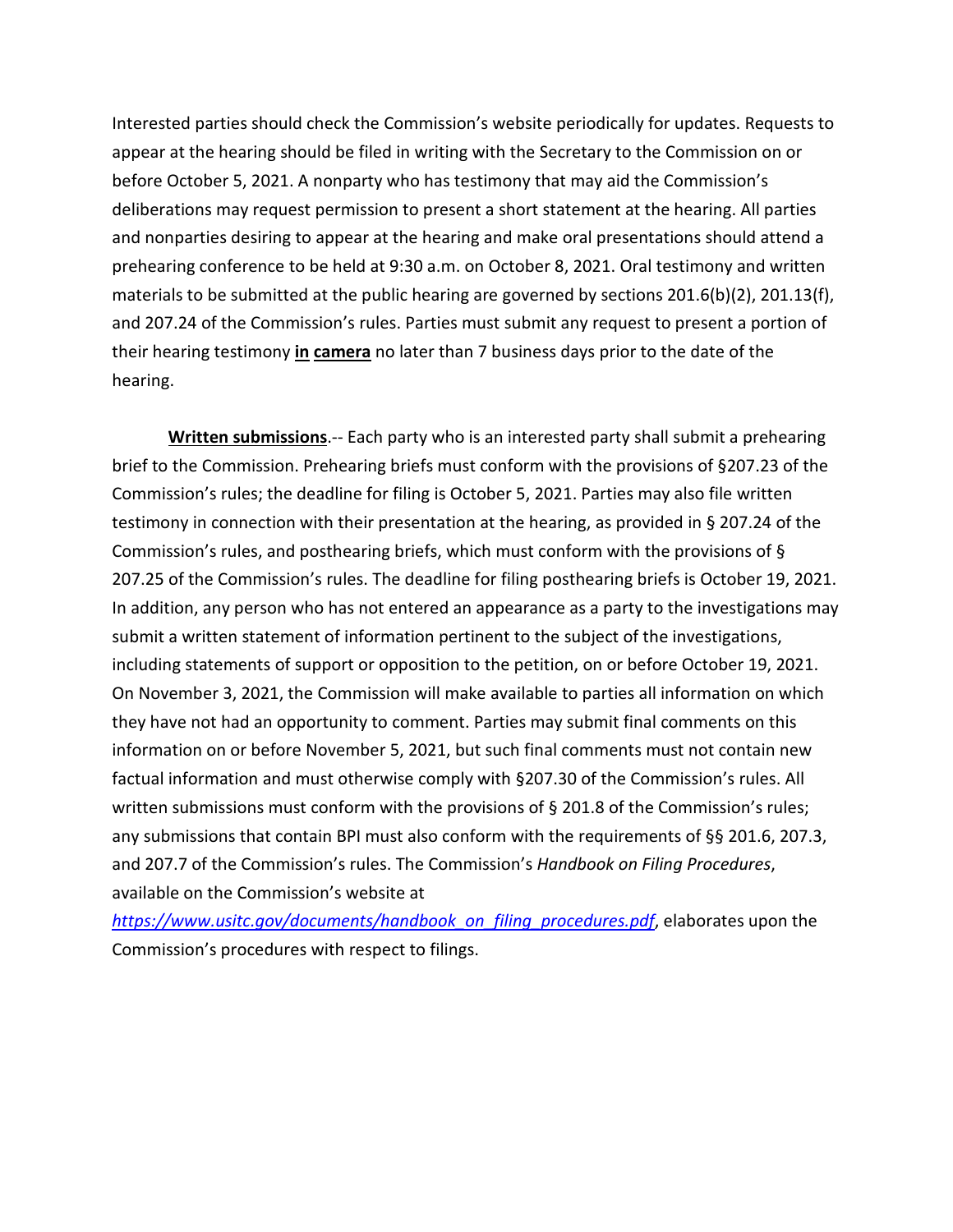Interested parties should check the Commission's website periodically for updates. Requests to appear at the hearing should be filed in writing with the Secretary to the Commission on or before October 5, 2021. A nonparty who has testimony that may aid the Commission's deliberations may request permission to present a short statement at the hearing. All parties and nonparties desiring to appear at the hearing and make oral presentations should attend a prehearing conference to be held at 9:30 a.m. on October 8, 2021. Oral testimony and written materials to be submitted at the public hearing are governed by sections 201.6(b)(2), 201.13(f), and 207.24 of the Commission's rules. Parties must submit any request to present a portion of their hearing testimony **in camera** no later than 7 business days prior to the date of the hearing.

**Written submissions**.-- Each party who is an interested party shall submit a prehearing brief to the Commission. Prehearing briefs must conform with the provisions of §207.23 of the Commission's rules; the deadline for filing is October 5, 2021. Parties may also file written testimony in connection with their presentation at the hearing, as provided in § 207.24 of the Commission's rules, and posthearing briefs, which must conform with the provisions of § 207.25 of the Commission's rules. The deadline for filing posthearing briefs is October 19, 2021. In addition, any person who has not entered an appearance as a party to the investigations may submit a written statement of information pertinent to the subject of the investigations, including statements of support or opposition to the petition, on or before October 19, 2021. On November 3, 2021, the Commission will make available to parties all information on which they have not had an opportunity to comment. Parties may submit final comments on this information on or before November 5, 2021, but such final comments must not contain new factual information and must otherwise comply with §207.30 of the Commission's rules. All written submissions must conform with the provisions of § 201.8 of the Commission's rules; any submissions that contain BPI must also conform with the requirements of §§ 201.6, 207.3, and 207.7 of the Commission's rules. The Commission's *Handbook on Filing Procedures*, available on the Commission's website at *https://www.usitc.gov/documents/handbook_on_filing_procedures.pdf*, elaborates upon the Commission's procedures with respect to filings.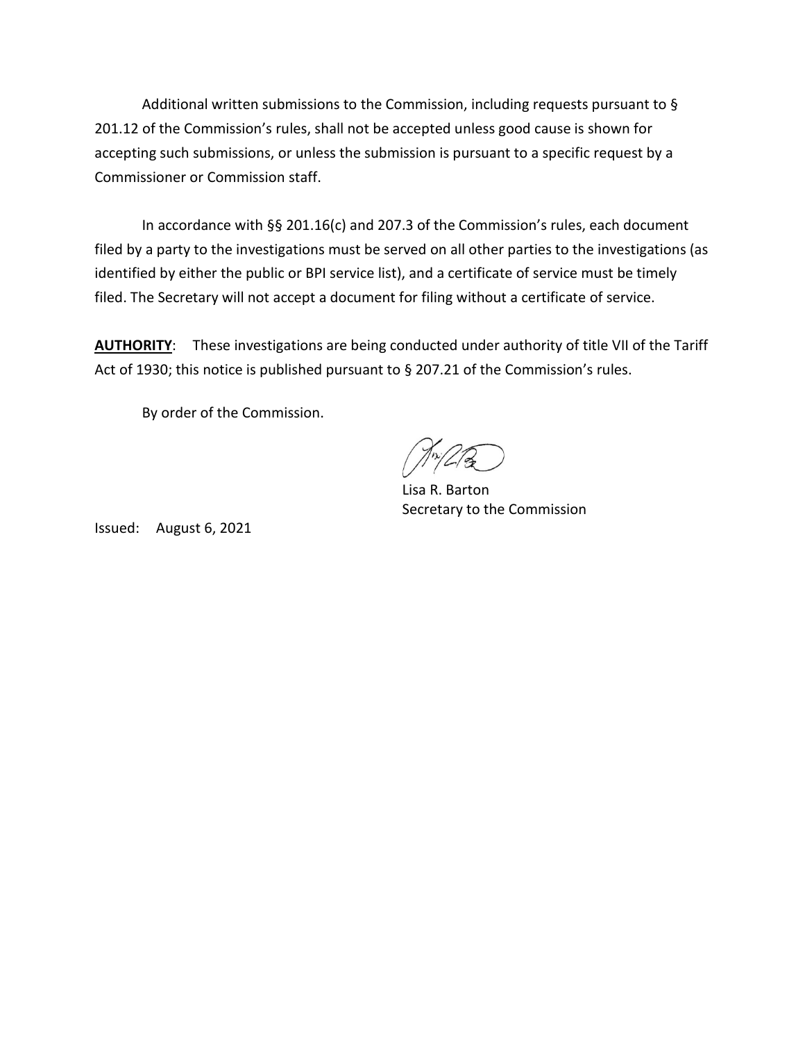Additional written submissions to the Commission, including requests pursuant to § 201.12 of the Commission's rules, shall not be accepted unless good cause is shown for accepting such submissions, or unless the submission is pursuant to a specific request by a Commissioner or Commission staff.

In accordance with §§ 201.16(c) and 207.3 of the Commission's rules, each document filed by a party to the investigations must be served on all other parties to the investigations (as identified by either the public or BPI service list), and a certificate of service must be timely filed. The Secretary will not accept a document for filing without a certificate of service.

**AUTHORITY**: These investigations are being conducted under authority of title VII of the Tariff Act of 1930; this notice is published pursuant to § 207.21 of the Commission's rules.

By order of the Commission.

Lisa R. Barton
Secretary to the Commission

Issued: August 6, 2021